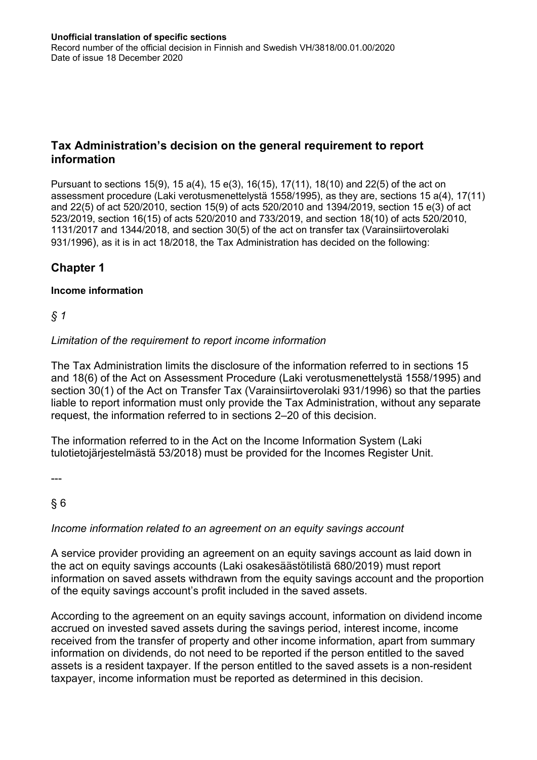**Unofficial translation of specific sections**
Record number of the official decision in Finnish and Swedish VH/3818/00.01.00/2020
Date of issue 18 December 2020

## Tax Administration's decision on the general requirement to report information

Pursuant to sections 15(9), 15 a(4), 15 e(3), 16(15), 17(11), 18(10) and 22(5) of the act on assessment procedure (Laki verotusmenettelystä 1558/1995), as they are, sections 15 a(4), 17(11) and 22(5) of act 520/2010, section 15(9) of acts 520/2010 and 1394/2019, section 15 e(3) of act 523/2019, section 16(15) of acts 520/2010 and 733/2019, and section 18(10) of acts 520/2010, 1131/2017 and 1344/2018, and section 30(5) of the act on transfer tax (Varainsiirtoverolaki 931/1996), as it is in act 18/2018, the Tax Administration has decided on the following:

## Chapter 1

### Income information

*§ 1*

*Limitation of the requirement to report income information*

The Tax Administration limits the disclosure of the information referred to in sections 15 and 18(6) of the Act on Assessment Procedure (Laki verotusmenettelystä 1558/1995) and section 30(1) of the Act on Transfer Tax (Varainsiirtoverolaki 931/1996) so that the parties liable to report information must only provide the Tax Administration, without any separate request, the information referred to in sections 2–20 of this decision.

The information referred to in the Act on the Income Information System (Laki tulotietojärjestelmästä 53/2018) must be provided for the Incomes Register Unit.

---

§ 6

*Income information related to an agreement on an equity savings account*

A service provider providing an agreement on an equity savings account as laid down in the act on equity savings accounts (Laki osakesäästötilistä 680/2019) must report information on saved assets withdrawn from the equity savings account and the proportion of the equity savings account's profit included in the saved assets.

According to the agreement on an equity savings account, information on dividend income accrued on invested saved assets during the savings period, interest income, income received from the transfer of property and other income information, apart from summary information on dividends, do not need to be reported if the person entitled to the saved assets is a resident taxpayer. If the person entitled to the saved assets is a non-resident taxpayer, income information must be reported as determined in this decision.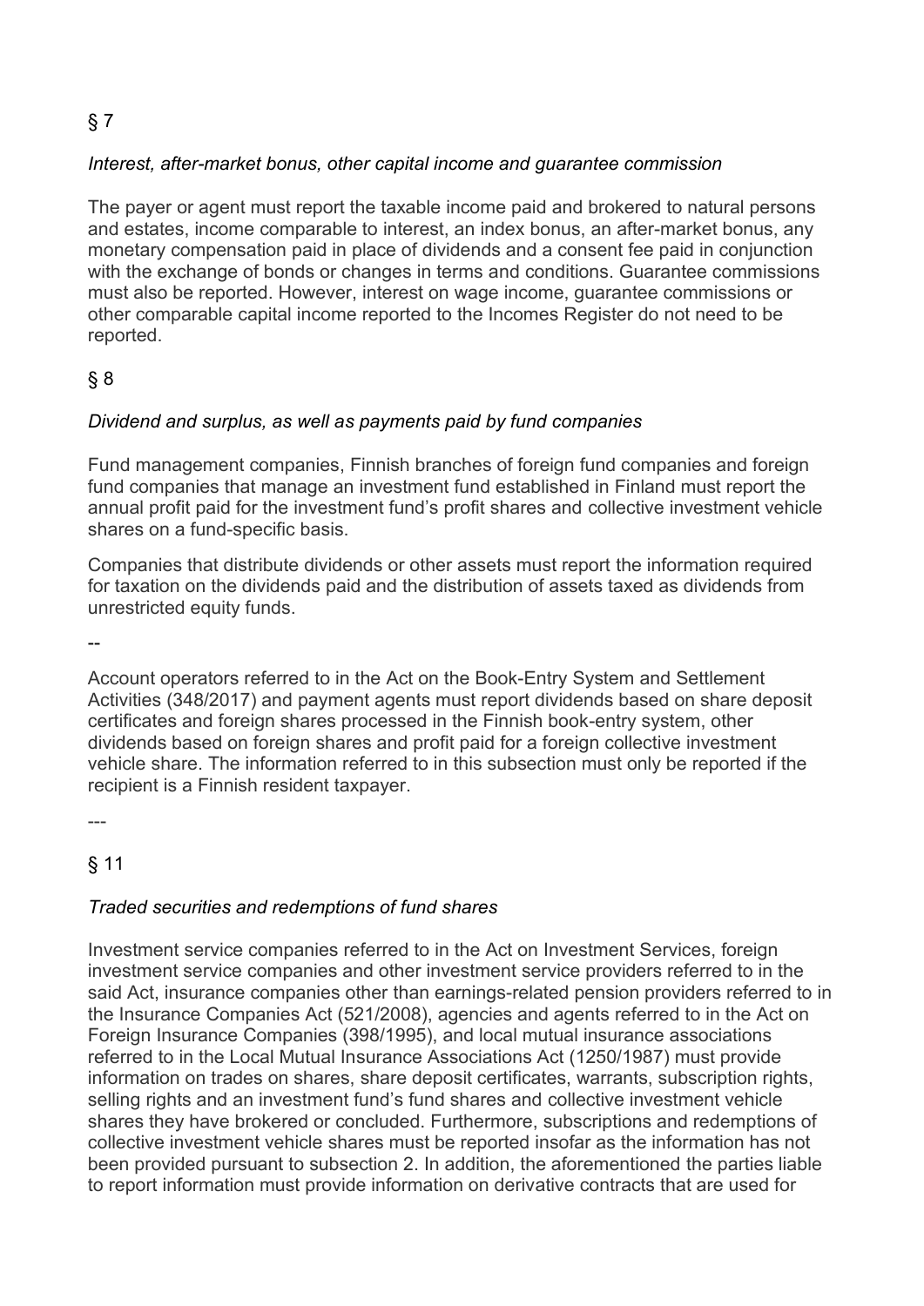## § 7

*Interest, after-market bonus, other capital income and guarantee commission*

The payer or agent must report the taxable income paid and brokered to natural persons and estates, income comparable to interest, an index bonus, an after-market bonus, any monetary compensation paid in place of dividends and a consent fee paid in conjunction with the exchange of bonds or changes in terms and conditions. Guarantee commissions must also be reported. However, interest on wage income, guarantee commissions or other comparable capital income reported to the Incomes Register do not need to be reported.

## § 8

*Dividend and surplus, as well as payments paid by fund companies*

Fund management companies, Finnish branches of foreign fund companies and foreign fund companies that manage an investment fund established in Finland must report the annual profit paid for the investment fund's profit shares and collective investment vehicle shares on a fund-specific basis.

Companies that distribute dividends or other assets must report the information required for taxation on the dividends paid and the distribution of assets taxed as dividends from unrestricted equity funds.

--

Account operators referred to in the Act on the Book-Entry System and Settlement Activities (348/2017) and payment agents must report dividends based on share deposit certificates and foreign shares processed in the Finnish book-entry system, other dividends based on foreign shares and profit paid for a foreign collective investment vehicle share. The information referred to in this subsection must only be reported if the recipient is a Finnish resident taxpayer.

---

## § 11

*Traded securities and redemptions of fund shares*

Investment service companies referred to in the Act on Investment Services, foreign investment service companies and other investment service providers referred to in the said Act, insurance companies other than earnings-related pension providers referred to in the Insurance Companies Act (521/2008), agencies and agents referred to in the Act on Foreign Insurance Companies (398/1995), and local mutual insurance associations referred to in the Local Mutual Insurance Associations Act (1250/1987) must provide information on trades on shares, share deposit certificates, warrants, subscription rights, selling rights and an investment fund's fund shares and collective investment vehicle shares they have brokered or concluded. Furthermore, subscriptions and redemptions of collective investment vehicle shares must be reported insofar as the information has not been provided pursuant to subsection 2. In addition, the aforementioned the parties liable to report information must provide information on derivative contracts that are used for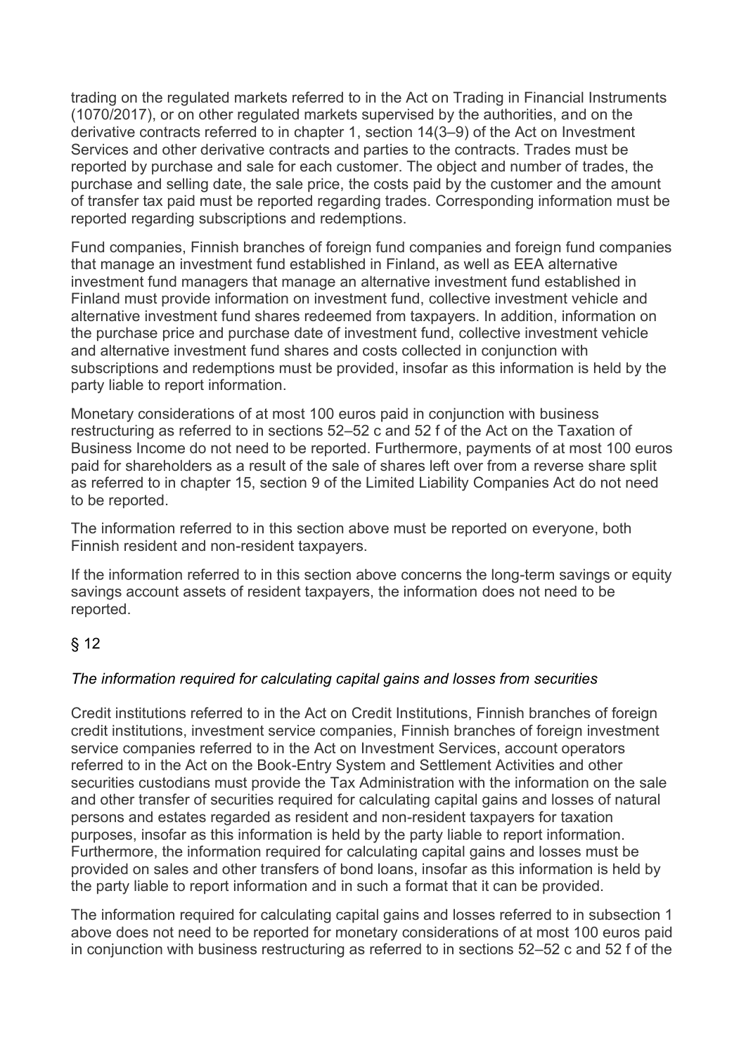trading on the regulated markets referred to in the Act on Trading in Financial Instruments (1070/2017), or on other regulated markets supervised by the authorities, and on the derivative contracts referred to in chapter 1, section 14(3–9) of the Act on Investment Services and other derivative contracts and parties to the contracts. Trades must be reported by purchase and sale for each customer. The object and number of trades, the purchase and selling date, the sale price, the costs paid by the customer and the amount of transfer tax paid must be reported regarding trades. Corresponding information must be reported regarding subscriptions and redemptions.

Fund companies, Finnish branches of foreign fund companies and foreign fund companies that manage an investment fund established in Finland, as well as EEA alternative investment fund managers that manage an alternative investment fund established in Finland must provide information on investment fund, collective investment vehicle and alternative investment fund shares redeemed from taxpayers. In addition, information on the purchase price and purchase date of investment fund, collective investment vehicle and alternative investment fund shares and costs collected in conjunction with subscriptions and redemptions must be provided, insofar as this information is held by the party liable to report information.

Monetary considerations of at most 100 euros paid in conjunction with business restructuring as referred to in sections 52–52 c and 52 f of the Act on the Taxation of Business Income do not need to be reported. Furthermore, payments of at most 100 euros paid for shareholders as a result of the sale of shares left over from a reverse share split as referred to in chapter 15, section 9 of the Limited Liability Companies Act do not need to be reported.

The information referred to in this section above must be reported on everyone, both Finnish resident and non-resident taxpayers.

If the information referred to in this section above concerns the long-term savings or equity savings account assets of resident taxpayers, the information does not need to be reported.

## § 12

*The information required for calculating capital gains and losses from securities*

Credit institutions referred to in the Act on Credit Institutions, Finnish branches of foreign credit institutions, investment service companies, Finnish branches of foreign investment service companies referred to in the Act on Investment Services, account operators referred to in the Act on the Book-Entry System and Settlement Activities and other securities custodians must provide the Tax Administration with the information on the sale and other transfer of securities required for calculating capital gains and losses of natural persons and estates regarded as resident and non-resident taxpayers for taxation purposes, insofar as this information is held by the party liable to report information. Furthermore, the information required for calculating capital gains and losses must be provided on sales and other transfers of bond loans, insofar as this information is held by the party liable to report information and in such a format that it can be provided.

The information required for calculating capital gains and losses referred to in subsection 1 above does not need to be reported for monetary considerations of at most 100 euros paid in conjunction with business restructuring as referred to in sections 52–52 c and 52 f of the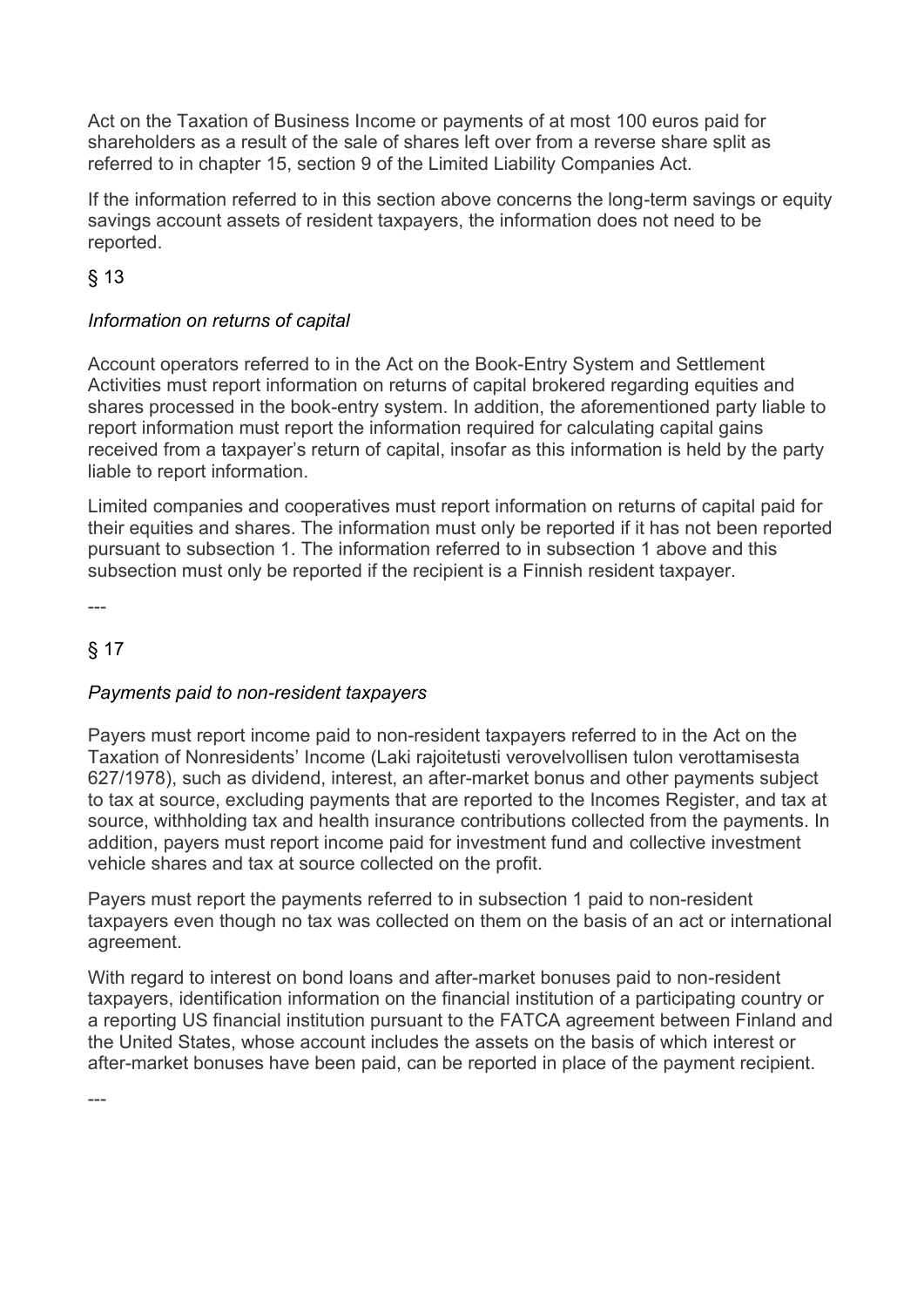Act on the Taxation of Business Income or payments of at most 100 euros paid for shareholders as a result of the sale of shares left over from a reverse share split as referred to in chapter 15, section 9 of the Limited Liability Companies Act.

If the information referred to in this section above concerns the long-term savings or equity savings account assets of resident taxpayers, the information does not need to be reported.

§ 13

*Information on returns of capital*

Account operators referred to in the Act on the Book-Entry System and Settlement Activities must report information on returns of capital brokered regarding equities and shares processed in the book-entry system. In addition, the aforementioned party liable to report information must report the information required for calculating capital gains received from a taxpayer's return of capital, insofar as this information is held by the party liable to report information.

Limited companies and cooperatives must report information on returns of capital paid for their equities and shares. The information must only be reported if it has not been reported pursuant to subsection 1. The information referred to in subsection 1 above and this subsection must only be reported if the recipient is a Finnish resident taxpayer.

---

§ 17

*Payments paid to non-resident taxpayers*

Payers must report income paid to non-resident taxpayers referred to in the Act on the Taxation of Nonresidents' Income (Laki rajoitetusti verovelvollisen tulon verottamisesta 627/1978), such as dividend, interest, an after-market bonus and other payments subject to tax at source, excluding payments that are reported to the Incomes Register, and tax at source, withholding tax and health insurance contributions collected from the payments. In addition, payers must report income paid for investment fund and collective investment vehicle shares and tax at source collected on the profit.

Payers must report the payments referred to in subsection 1 paid to non-resident taxpayers even though no tax was collected on them on the basis of an act or international agreement.

With regard to interest on bond loans and after-market bonuses paid to non-resident taxpayers, identification information on the financial institution of a participating country or a reporting US financial institution pursuant to the FATCA agreement between Finland and the United States, whose account includes the assets on the basis of which interest or after-market bonuses have been paid, can be reported in place of the payment recipient.

---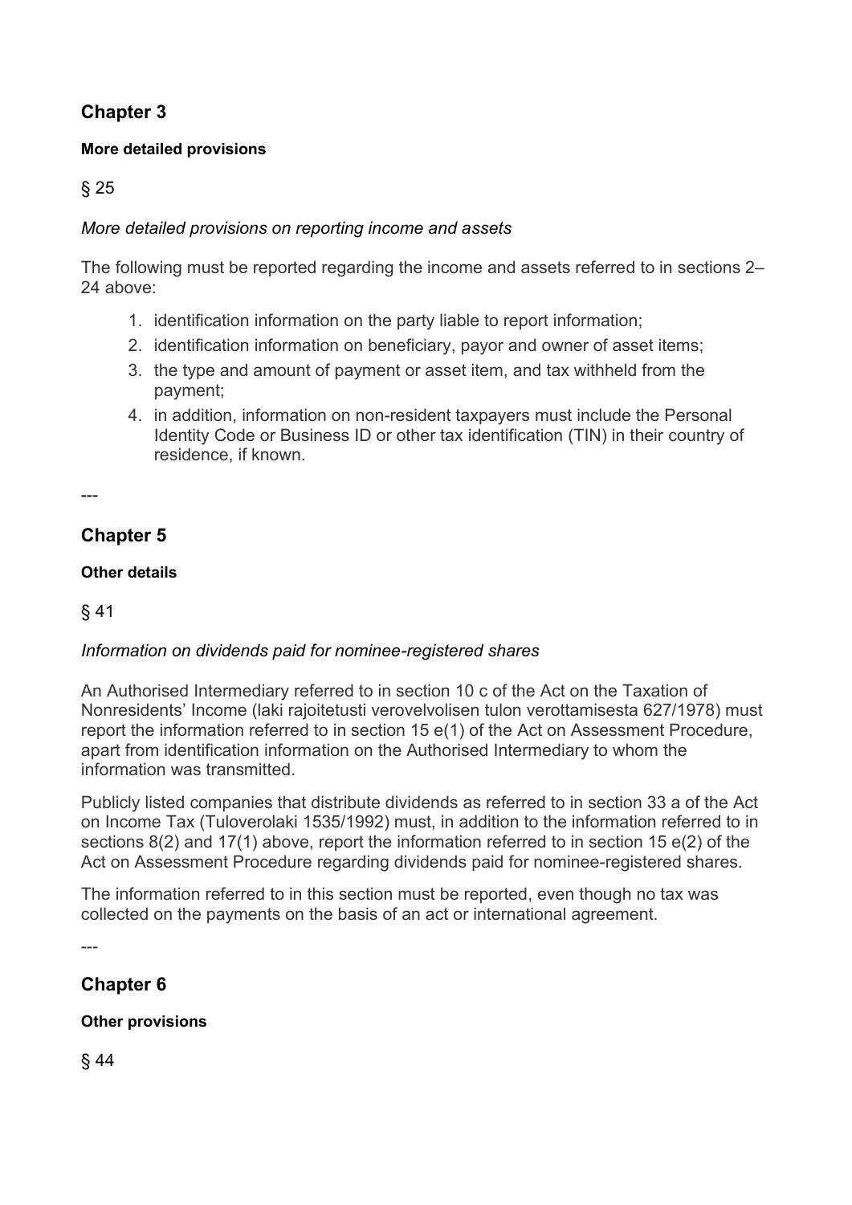## Chapter 3

#### More detailed provisions

§ 25

*More detailed provisions on reporting income and assets*

The following must be reported regarding the income and assets referred to in sections 2–24 above:

1. identification information on the party liable to report information;
2. identification information on beneficiary, payor and owner of asset items;
3. the type and amount of payment or asset item, and tax withheld from the payment;
4. in addition, information on non-resident taxpayers must include the Personal Identity Code or Business ID or other tax identification (TIN) in their country of residence, if known.

---

## Chapter 5

#### Other details

§ 41

*Information on dividends paid for nominee-registered shares*

An Authorised Intermediary referred to in section 10 c of the Act on the Taxation of Nonresidents' Income (laki rajoitetusti verovelvolisen tulon verottamisesta 627/1978) must report the information referred to in section 15 e(1) of the Act on Assessment Procedure, apart from identification information on the Authorised Intermediary to whom the information was transmitted.

Publicly listed companies that distribute dividends as referred to in section 33 a of the Act on Income Tax (Tuloverolaki 1535/1992) must, in addition to the information referred to in sections 8(2) and 17(1) above, report the information referred to in section 15 e(2) of the Act on Assessment Procedure regarding dividends paid for nominee-registered shares.

The information referred to in this section must be reported, even though no tax was collected on the payments on the basis of an act or international agreement.

---

## Chapter 6

#### Other provisions

§ 44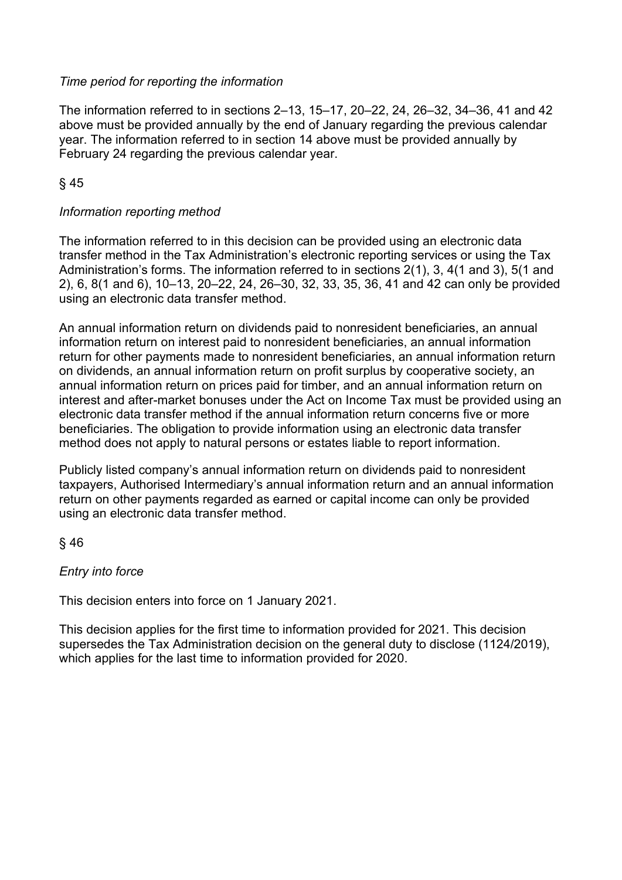*Time period for reporting the information*

The information referred to in sections 2–13, 15–17, 20–22, 24, 26–32, 34–36, 41 and 42 above must be provided annually by the end of January regarding the previous calendar year. The information referred to in section 14 above must be provided annually by February 24 regarding the previous calendar year.

§ 45

*Information reporting method*

The information referred to in this decision can be provided using an electronic data transfer method in the Tax Administration's electronic reporting services or using the Tax Administration's forms. The information referred to in sections 2(1), 3, 4(1 and 3), 5(1 and 2), 6, 8(1 and 6), 10–13, 20–22, 24, 26–30, 32, 33, 35, 36, 41 and 42 can only be provided using an electronic data transfer method.

An annual information return on dividends paid to nonresident beneficiaries, an annual information return on interest paid to nonresident beneficiaries, an annual information return for other payments made to nonresident beneficiaries, an annual information return on dividends, an annual information return on profit surplus by cooperative society, an annual information return on prices paid for timber, and an annual information return on interest and after-market bonuses under the Act on Income Tax must be provided using an electronic data transfer method if the annual information return concerns five or more beneficiaries. The obligation to provide information using an electronic data transfer method does not apply to natural persons or estates liable to report information.

Publicly listed company's annual information return on dividends paid to nonresident taxpayers, Authorised Intermediary's annual information return and an annual information return on other payments regarded as earned or capital income can only be provided using an electronic data transfer method.

§ 46

*Entry into force*

This decision enters into force on 1 January 2021.

This decision applies for the first time to information provided for 2021. This decision supersedes the Tax Administration decision on the general duty to disclose (1124/2019), which applies for the last time to information provided for 2020.